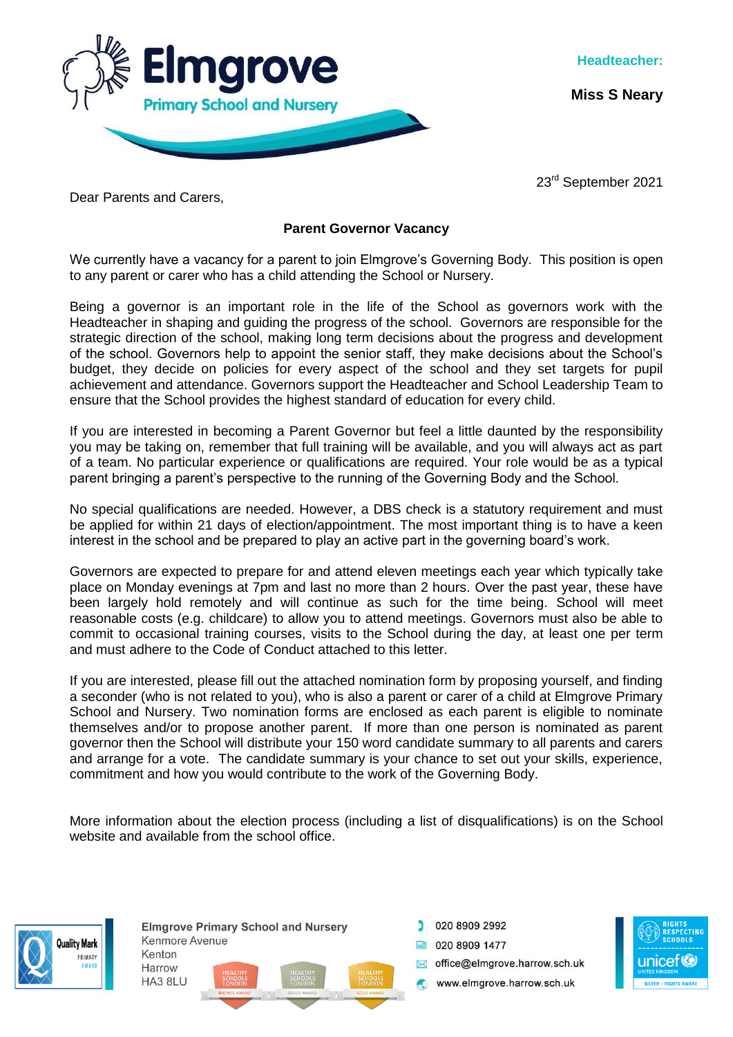**Elmgrove Primary School and Nursery**

**Headteacher:**

**Miss S Neary**

23rd September 2021

Dear Parents and Carers,

**Parent Governor Vacancy**

We currently have a vacancy for a parent to join Elmgrove's Governing Body. This position is open to any parent or carer who has a child attending the School or Nursery.

Being a governor is an important role in the life of the School as governors work with the Headteacher in shaping and guiding the progress of the school. Governors are responsible for the strategic direction of the school, making long term decisions about the progress and development of the school. Governors help to appoint the senior staff, they make decisions about the School's budget, they decide on policies for every aspect of the school and they set targets for pupil achievement and attendance. Governors support the Headteacher and School Leadership Team to ensure that the School provides the highest standard of education for every child.

If you are interested in becoming a Parent Governor but feel a little daunted by the responsibility you may be taking on, remember that full training will be available, and you will always act as part of a team. No particular experience or qualifications are required. Your role would be as a typical parent bringing a parent's perspective to the running of the Governing Body and the School.

No special qualifications are needed. However, a DBS check is a statutory requirement and must be applied for within 21 days of election/appointment. The most important thing is to have a keen interest in the school and be prepared to play an active part in the governing board's work.

Governors are expected to prepare for and attend eleven meetings each year which typically take place on Monday evenings at 7pm and last no more than 2 hours. Over the past year, these have been largely hold remotely and will continue as such for the time being. School will meet reasonable costs (e.g. childcare) to allow you to attend meetings. Governors must also be able to commit to occasional training courses, visits to the School during the day, at least one per term and must adhere to the Code of Conduct attached to this letter.

If you are interested, please fill out the attached nomination form by proposing yourself, and finding a seconder (who is not related to you), who is also a parent or carer of a child at Elmgrove Primary School and Nursery. Two nomination forms are enclosed as each parent is eligible to nominate themselves and/or to propose another parent. If more than one person is nominated as parent governor then the School will distribute your 150 word candidate summary to all parents and carers and arrange for a vote. The candidate summary is your chance to set out your skills, experience, commitment and how you would contribute to the work of the Governing Body.

More information about the election process (including a list of disqualifications) is on the School website and available from the school office.

Elmgrove Primary School and Nursery
Kenmore Avenue
Kenton
Harrow
HA3 8LU

020 8909 2992
020 8909 1477
office@elmgrove.harrow.sch.uk
www.elmgrove.harrow.sch.uk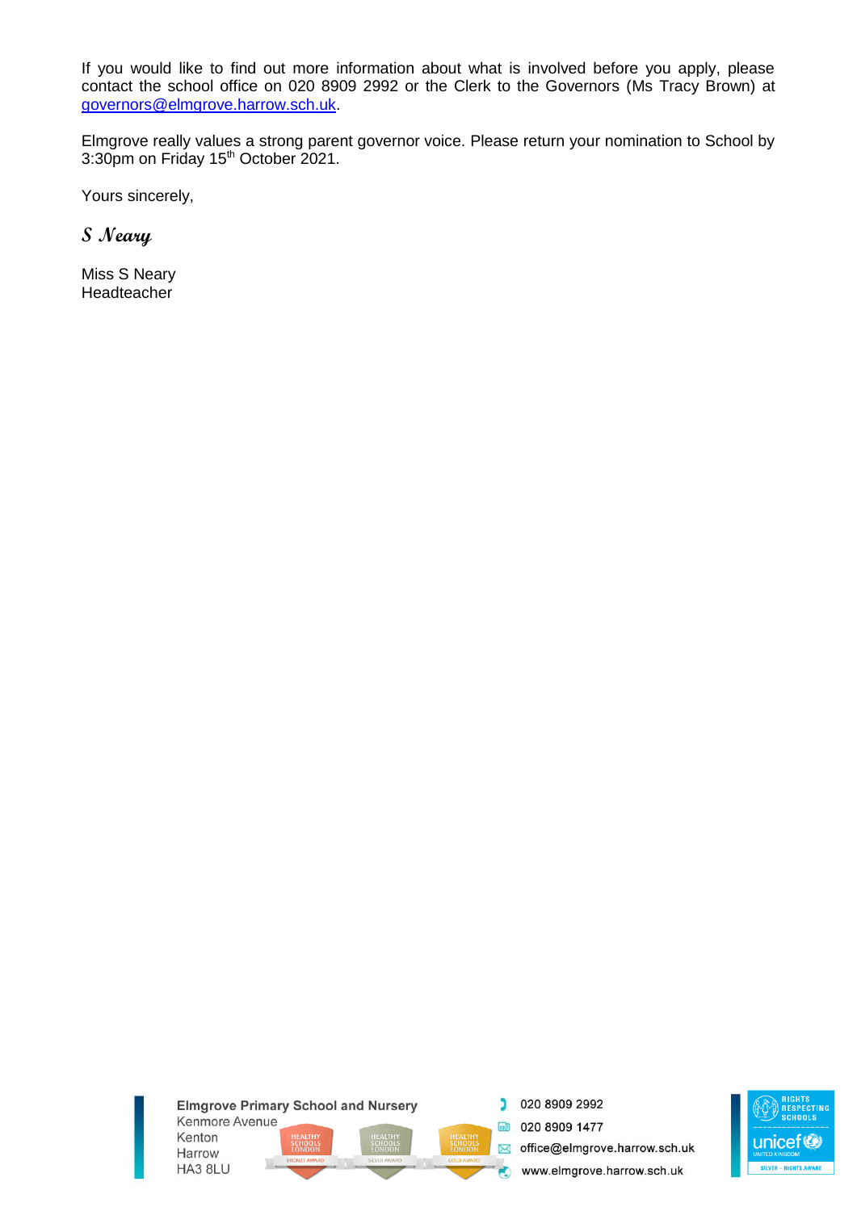If you would like to find out more information about what is involved before you apply, please contact the school office on 020 8909 2992 or the Clerk to the Governors (Ms Tracy Brown) at governors@elmgrove.harrow.sch.uk.

Elmgrove really values a strong parent governor voice. Please return your nomination to School by 3:30pm on Friday 15th October 2021.

Yours sincerely,

*S Neary*

Miss S Neary
Headteacher

**Elmgrove Primary School and Nursery**
Kenmore Avenue
Kenton
Harrow
HA3 8LU

020 8909 2992
020 8909 1477
office@elmgrove.harrow.sch.uk
www.elmgrove.harrow.sch.uk